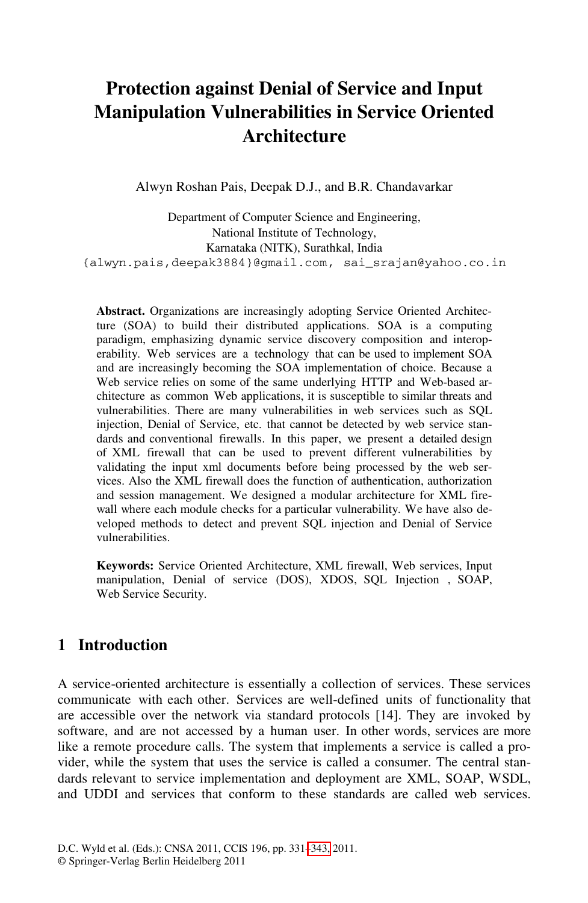# Protection against Denial of Service and Input Manipulation Vulnerabilities in Service Oriented Architecture

Alwyn Roshan Pais, Deepak D.J., and B.R. Chandavarkar

Department of Computer Science and Engineering,
National Institute of Technology,
Karnataka (NITK), Surathkal, India
{alwyn.pais,deepak3884}@gmail.com, sai_srajan@yahoo.co.in

**Abstract.** Organizations are increasingly adopting Service Oriented Architecture (SOA) to build their distributed applications. SOA is a computing paradigm, emphasizing dynamic service discovery composition and interoperability. Web services are a technology that can be used to implement SOA and are increasingly becoming the SOA implementation of choice. Because a Web service relies on some of the same underlying HTTP and Web-based architecture as common Web applications, it is susceptible to similar threats and vulnerabilities. There are many vulnerabilities in web services such as SQL injection, Denial of Service, etc. that cannot be detected by web service standards and conventional firewalls. In this paper, we present a detailed design of XML firewall that can be used to prevent different vulnerabilities by validating the input xml documents before being processed by the web services. Also the XML firewall does the function of authentication, authorization and session management. We designed a modular architecture for XML firewall where each module checks for a particular vulnerability. We have also developed methods to detect and prevent SQL injection and Denial of Service vulnerabilities.

**Keywords:** Service Oriented Architecture, XML firewall, Web services, Input manipulation, Denial of service (DOS), XDOS, SQL Injection , SOAP, Web Service Security.

## 1 Introduction

A service-oriented architecture is essentially a collection of services. These services communicate with each other. Services are well-defined units of functionality that are accessible over the network via standard protocols [14]. They are invoked by software, and are not accessed by a human user. In other words, services are more like a remote procedure calls. The system that implements a service is called a provider, while the system that uses the service is called a consumer. The central standards relevant to service implementation and deployment are XML, SOAP, WSDL, and UDDI and services that conform to these standards are called web services.

D.C. Wyld et al. (Eds.): CNSA 2011, CCIS 196, pp. 331–343, 2011.
© Springer-Verlag Berlin Heidelberg 2011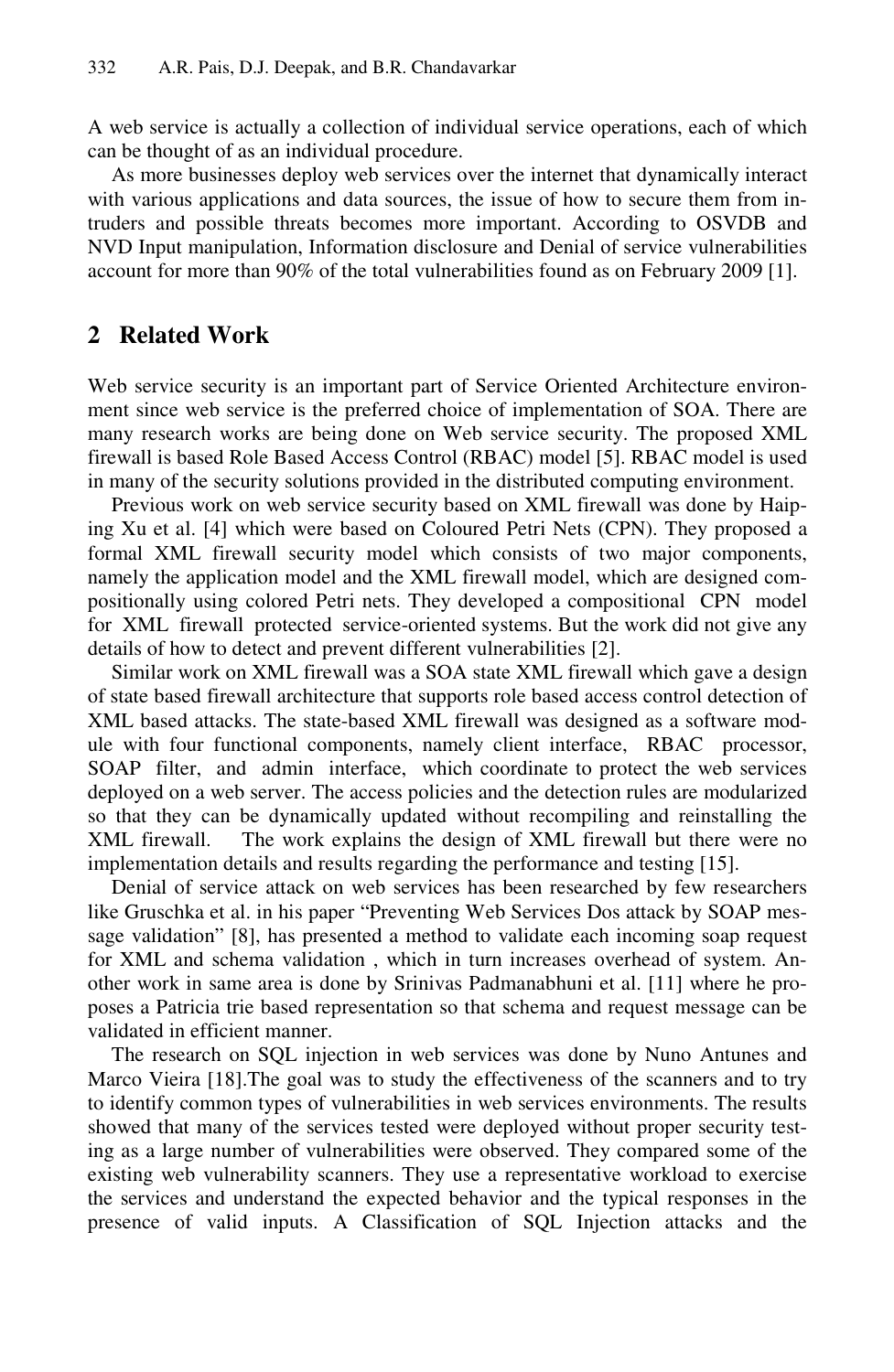A web service is actually a collection of individual service operations, each of which can be thought of as an individual procedure.

As more businesses deploy web services over the internet that dynamically interact with various applications and data sources, the issue of how to secure them from intruders and possible threats becomes more important. According to OSVDB and NVD Input manipulation, Information disclosure and Denial of service vulnerabilities account for more than 90% of the total vulnerabilities found as on February 2009 [1].

## 2 Related Work

Web service security is an important part of Service Oriented Architecture environment since web service is the preferred choice of implementation of SOA. There are many research works are being done on Web service security. The proposed XML firewall is based Role Based Access Control (RBAC) model [5]. RBAC model is used in many of the security solutions provided in the distributed computing environment.

Previous work on web service security based on XML firewall was done by Haiping Xu et al. [4] which were based on Coloured Petri Nets (CPN). They proposed a formal XML firewall security model which consists of two major components, namely the application model and the XML firewall model, which are designed compositionally using colored Petri nets. They developed a compositional CPN model for XML firewall protected service-oriented systems. But the work did not give any details of how to detect and prevent different vulnerabilities [2].

Similar work on XML firewall was a SOA state XML firewall which gave a design of state based firewall architecture that supports role based access control detection of XML based attacks. The state-based XML firewall was designed as a software module with four functional components, namely client interface, RBAC processor, SOAP filter, and admin interface, which coordinate to protect the web services deployed on a web server. The access policies and the detection rules are modularized so that they can be dynamically updated without recompiling and reinstalling the XML firewall. The work explains the design of XML firewall but there were no implementation details and results regarding the performance and testing [15].

Denial of service attack on web services has been researched by few researchers like Gruschka et al. in his paper "Preventing Web Services Dos attack by SOAP message validation" [8], has presented a method to validate each incoming soap request for XML and schema validation , which in turn increases overhead of system. Another work in same area is done by Srinivas Padmanabhuni et al. [11] where he proposes a Patricia trie based representation so that schema and request message can be validated in efficient manner.

The research on SQL injection in web services was done by Nuno Antunes and Marco Vieira [18].The goal was to study the effectiveness of the scanners and to try to identify common types of vulnerabilities in web services environments. The results showed that many of the services tested were deployed without proper security testing as a large number of vulnerabilities were observed. They compared some of the existing web vulnerability scanners. They use a representative workload to exercise the services and understand the expected behavior and the typical responses in the presence of valid inputs. A Classification of SQL Injection attacks and the